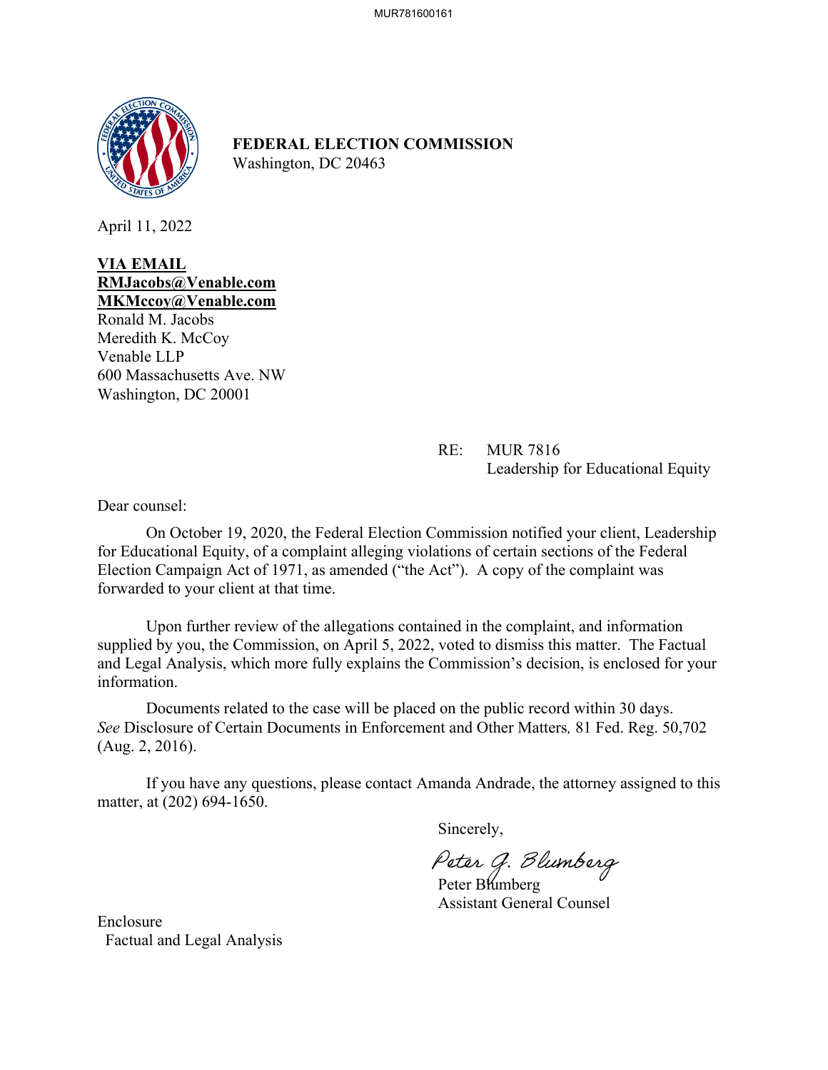**FEDERAL ELECTION COMMISSION**
Washington, DC 20463

April 11, 2022

**VIA EMAIL**
**RMJacobs@Venable.com**
**MKMccoy@Venable.com**
Ronald M. Jacobs
Meredith K. McCoy
Venable LLP
600 Massachusetts Ave. NW
Washington, DC 20001

RE: MUR 7816
Leadership for Educational Equity

Dear counsel:

On October 19, 2020, the Federal Election Commission notified your client, Leadership for Educational Equity, of a complaint alleging violations of certain sections of the Federal Election Campaign Act of 1971, as amended ("the Act"). A copy of the complaint was forwarded to your client at that time.

Upon further review of the allegations contained in the complaint, and information supplied by you, the Commission, on April 5, 2022, voted to dismiss this matter. The Factual and Legal Analysis, which more fully explains the Commission's decision, is enclosed for your information.

Documents related to the case will be placed on the public record within 30 days. *See* Disclosure of Certain Documents in Enforcement and Other Matters*,* 81 Fed. Reg. 50,702 (Aug. 2, 2016).

If you have any questions, please contact Amanda Andrade, the attorney assigned to this matter, at (202) 694-1650.

Sincerely,

Peter G. Blumberg

Peter Blumberg
Assistant General Counsel

Enclosure
Factual and Legal Analysis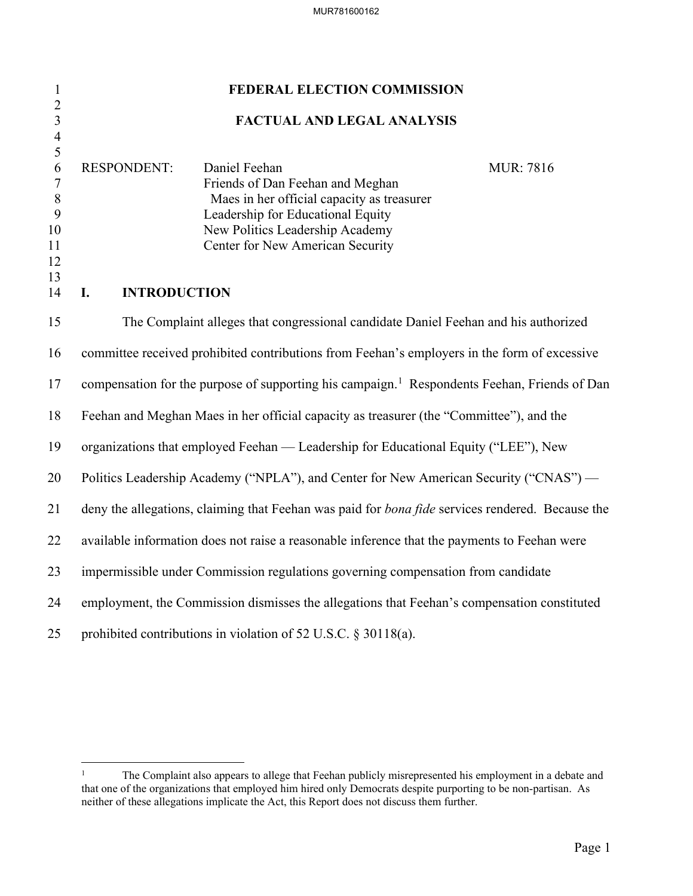# FEDERAL ELECTION COMMISSION

## FACTUAL AND LEGAL ANALYSIS

RESPONDENT: Daniel Feehan  
Friends of Dan Feehan and Meghan Maes in her official capacity as treasurer  
Leadership for Educational Equity  
New Politics Leadership Academy  
Center for New American Security

MUR: 7816

## I. INTRODUCTION

The Complaint alleges that congressional candidate Daniel Feehan and his authorized committee received prohibited contributions from Feehan's employers in the form of excessive compensation for the purpose of supporting his campaign.[1] Respondents Feehan, Friends of Dan Feehan and Meghan Maes in her official capacity as treasurer (the "Committee"), and the organizations that employed Feehan — Leadership for Educational Equity ("LEE"), New Politics Leadership Academy ("NPLA"), and Center for New American Security ("CNAS") — deny the allegations, claiming that Feehan was paid for *bona fide* services rendered. Because the available information does not raise a reasonable inference that the payments to Feehan were impermissible under Commission regulations governing compensation from candidate employment, the Commission dismisses the allegations that Feehan's compensation constituted prohibited contributions in violation of 52 U.S.C. § 30118(a).

---

[1] The Complaint also appears to allege that Feehan publicly misrepresented his employment in a debate and that one of the organizations that employed him hired only Democrats despite purporting to be non-partisan. As neither of these allegations implicate the Act, this Report does not discuss them further.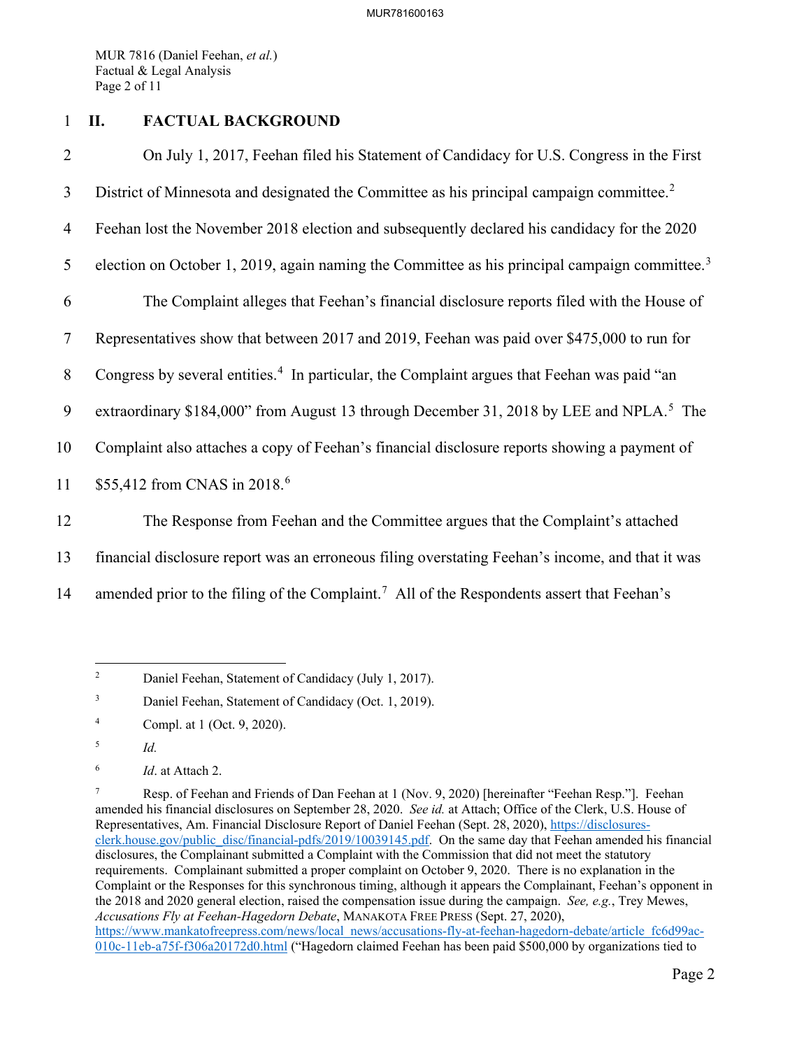## II. FACTUAL BACKGROUND

On July 1, 2017, Feehan filed his Statement of Candidacy for U.S. Congress in the First District of Minnesota and designated the Committee as his principal campaign committee.[2] Feehan lost the November 2018 election and subsequently declared his candidacy for the 2020 election on October 1, 2019, again naming the Committee as his principal campaign committee.[3]

The Complaint alleges that Feehan's financial disclosure reports filed with the House of Representatives show that between 2017 and 2019, Feehan was paid over $475,000 to run for Congress by several entities.[4] In particular, the Complaint argues that Feehan was paid "an extraordinary $184,000" from August 13 through December 31, 2018 by LEE and NPLA.[5] The Complaint also attaches a copy of Feehan's financial disclosure reports showing a payment of $55,412 from CNAS in 2018.[6]

The Response from Feehan and the Committee argues that the Complaint's attached financial disclosure report was an erroneous filing overstating Feehan's income, and that it was amended prior to the filing of the Complaint.[7] All of the Respondents assert that Feehan's

---

[2] Daniel Feehan, Statement of Candidacy (July 1, 2017).

[3] Daniel Feehan, Statement of Candidacy (Oct. 1, 2019).

[4] Compl. at 1 (Oct. 9, 2020).

[5] *Id.*

[6] *Id*. at Attach 2.

[7] Resp. of Feehan and Friends of Dan Feehan at 1 (Nov. 9, 2020) [hereinafter "Feehan Resp."]. Feehan amended his financial disclosures on September 28, 2020. *See id.* at Attach; Office of the Clerk, U.S. House of Representatives, Am. Financial Disclosure Report of Daniel Feehan (Sept. 28, 2020), https://disclosures-clerk.house.gov/public_disc/financial-pdfs/2019/10039145.pdf. On the same day that Feehan amended his financial disclosures, the Complainant submitted a Complaint with the Commission that did not meet the statutory requirements. Complainant submitted a proper complaint on October 9, 2020. There is no explanation in the Complaint or the Responses for this synchronous timing, although it appears the Complainant, Feehan's opponent in the 2018 and 2020 general election, raised the compensation issue during the campaign. *See, e.g.*, Trey Mewes, *Accusations Fly at Feehan-Hagedorn Debate*, MANAKOTA FREE PRESS (Sept. 27, 2020), https://www.mankatofreepress.com/news/local_news/accusations-fly-at-feehan-hagedorn-debate/article_fc6d99ac-010c-11eb-a75f-f306a20172d0.html ("Hagedorn claimed Feehan has been paid $500,000 by organizations tied to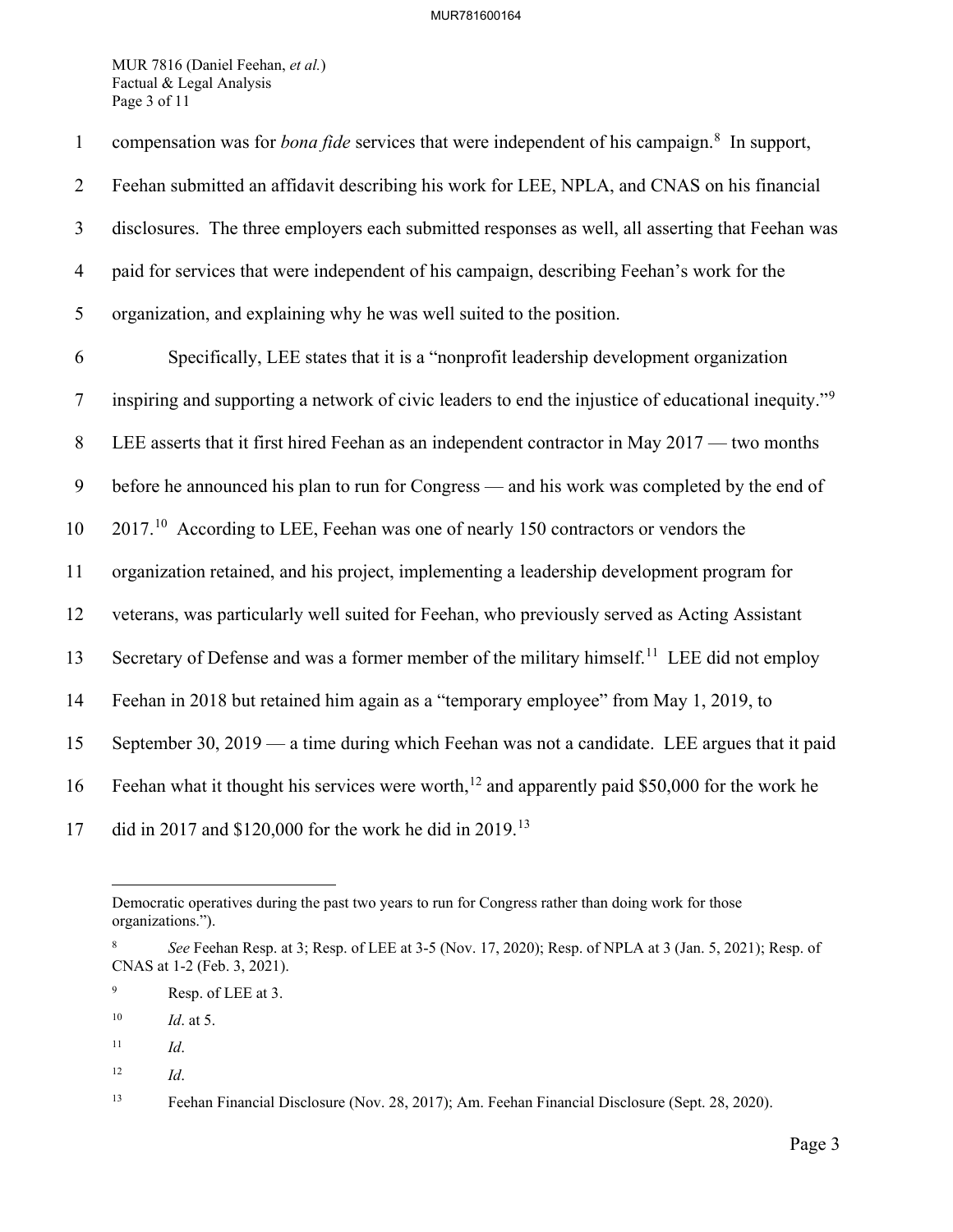compensation was for *bona fide* services that were independent of his campaign.[8] In support, Feehan submitted an affidavit describing his work for LEE, NPLA, and CNAS on his financial disclosures. The three employers each submitted responses as well, all asserting that Feehan was paid for services that were independent of his campaign, describing Feehan's work for the organization, and explaining why he was well suited to the position.

Specifically, LEE states that it is a "nonprofit leadership development organization inspiring and supporting a network of civic leaders to end the injustice of educational inequity."[9] LEE asserts that it first hired Feehan as an independent contractor in May 2017 — two months before he announced his plan to run for Congress — and his work was completed by the end of 2017.[10] According to LEE, Feehan was one of nearly 150 contractors or vendors the organization retained, and his project, implementing a leadership development program for veterans, was particularly well suited for Feehan, who previously served as Acting Assistant Secretary of Defense and was a former member of the military himself.[11] LEE did not employ Feehan in 2018 but retained him again as a "temporary employee" from May 1, 2019, to September 30, 2019 — a time during which Feehan was not a candidate. LEE argues that it paid Feehan what it thought his services were worth,[12] and apparently paid $50,000 for the work he did in 2017 and $120,000 for the work he did in 2019.[13]

---

Democratic operatives during the past two years to run for Congress rather than doing work for those organizations.").

[8] *See* Feehan Resp. at 3; Resp. of LEE at 3-5 (Nov. 17, 2020); Resp. of NPLA at 3 (Jan. 5, 2021); Resp. of CNAS at 1-2 (Feb. 3, 2021).

[9] Resp. of LEE at 3.

[10] *Id*. at 5.

[11] *Id*.

[12] *Id*.

[13] Feehan Financial Disclosure (Nov. 28, 2017); Am. Feehan Financial Disclosure (Sept. 28, 2020).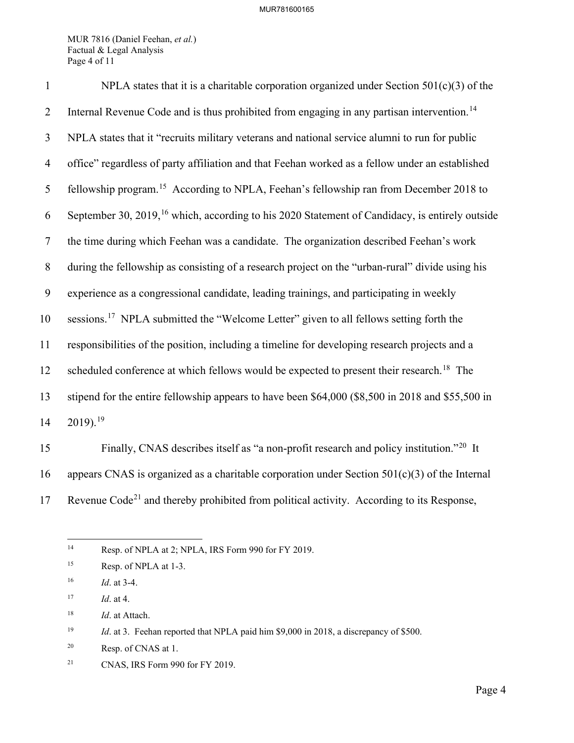NPLA states that it is a charitable corporation organized under Section 501(c)(3) of the Internal Revenue Code and is thus prohibited from engaging in any partisan intervention.[14] NPLA states that it "recruits military veterans and national service alumni to run for public office" regardless of party affiliation and that Feehan worked as a fellow under an established fellowship program.[15] According to NPLA, Feehan's fellowship ran from December 2018 to September 30, 2019,[16] which, according to his 2020 Statement of Candidacy, is entirely outside the time during which Feehan was a candidate. The organization described Feehan's work during the fellowship as consisting of a research project on the "urban-rural" divide using his experience as a congressional candidate, leading trainings, and participating in weekly sessions.[17] NPLA submitted the "Welcome Letter" given to all fellows setting forth the responsibilities of the position, including a timeline for developing research projects and a scheduled conference at which fellows would be expected to present their research.[18] The stipend for the entire fellowship appears to have been $64,000 ($8,500 in 2018 and $55,500 in 2019).[19]

Finally, CNAS describes itself as "a non-profit research and policy institution."[20] It appears CNAS is organized as a charitable corporation under Section 501(c)(3) of the Internal Revenue Code[21] and thereby prohibited from political activity. According to its Response,

---

[14] Resp. of NPLA at 2; NPLA, IRS Form 990 for FY 2019.

[15] Resp. of NPLA at 1-3.

[16] *Id*. at 3-4.

[17] *Id*. at 4.

[18] *Id*. at Attach.

[19] *Id*. at 3. Feehan reported that NPLA paid him $9,000 in 2018, a discrepancy of $500.

[20] Resp. of CNAS at 1.

[21] CNAS, IRS Form 990 for FY 2019.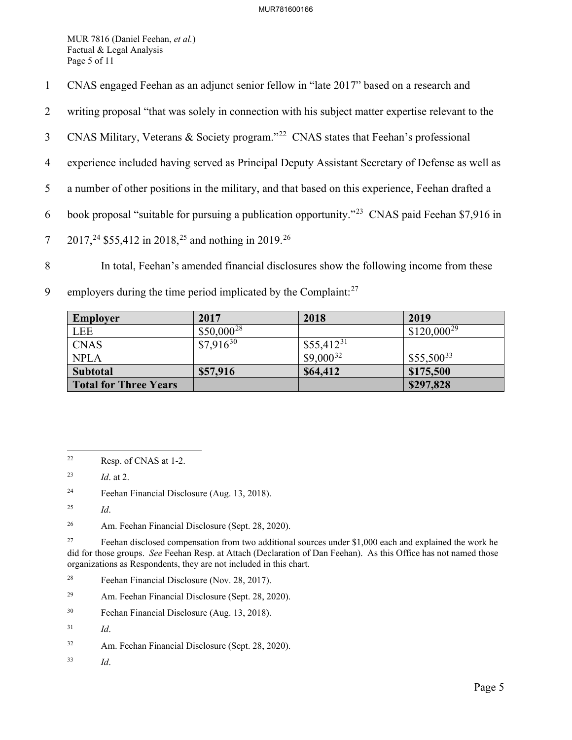CNAS engaged Feehan as an adjunct senior fellow in "late 2017" based on a research and writing proposal "that was solely in connection with his subject matter expertise relevant to the CNAS Military, Veterans & Society program."[22] CNAS states that Feehan's professional experience included having served as Principal Deputy Assistant Secretary of Defense as well as a number of other positions in the military, and that based on this experience, Feehan drafted a book proposal "suitable for pursuing a publication opportunity."[23] CNAS paid Feehan $7,916 in 2017,[24] $55,412 in 2018,[25] and nothing in 2019.[26]

In total, Feehan's amended financial disclosures show the following income from these employers during the time period implicated by the Complaint:[27]

| Employer | 2017 | 2018 | 2019 |
|---|---|---|---|
| LEE | $50,000[28] | | $120,000[29] |
| CNAS | $7,916[30] | $55,412[31] | |
| NPLA | | $9,000[32] | $55,500[33] |
| **Subtotal** | **$57,916** | **$64,412** | **$175,500** |
| **Total for Three Years** | | | **$297,828** |

---

[22] Resp. of CNAS at 1-2.

[23] *Id*. at 2.

[24] Feehan Financial Disclosure (Aug. 13, 2018).

[25] *Id*.

[26] Am. Feehan Financial Disclosure (Sept. 28, 2020).

[27] Feehan disclosed compensation from two additional sources under $1,000 each and explained the work he did for those groups. *See* Feehan Resp. at Attach (Declaration of Dan Feehan). As this Office has not named those organizations as Respondents, they are not included in this chart.

[28] Feehan Financial Disclosure (Nov. 28, 2017).

[29] Am. Feehan Financial Disclosure (Sept. 28, 2020).

[30] Feehan Financial Disclosure (Aug. 13, 2018).

[31] *Id*.

[32] Am. Feehan Financial Disclosure (Sept. 28, 2020).

[33] *Id*.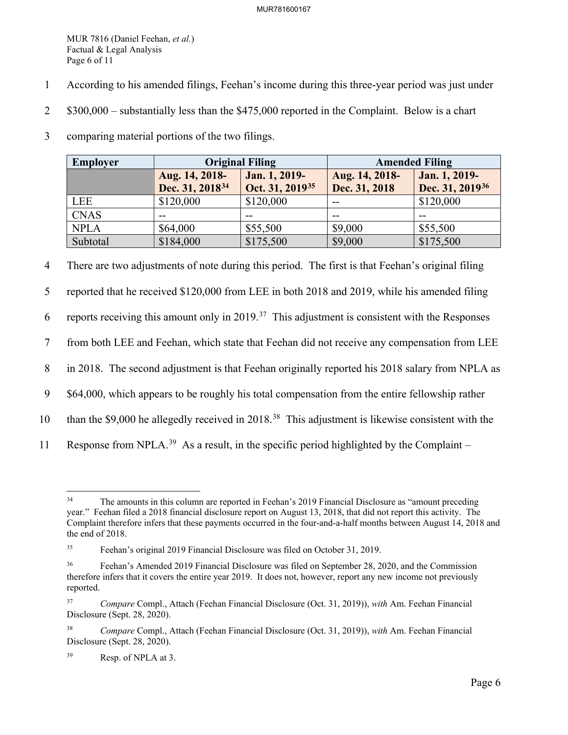According to his amended filings, Feehan's income during this three-year period was just under $300,000 – substantially less than the $475,000 reported in the Complaint. Below is a chart comparing material portions of the two filings.

| Employer | Original Filing | | Amended Filing | |
|---|---|---|---|---|
| | Aug. 14, 2018-Dec. 31, 2018[34] | Jan. 1, 2019-Oct. 31, 2019[35] | Aug. 14, 2018-Dec. 31, 2018 | Jan. 1, 2019-Dec. 31, 2019[36] |
| LEE | $120,000 | $120,000 | -- | $120,000 |
| CNAS | -- | -- | -- | -- |
| NPLA | $64,000 | $55,500 | $9,000 | $55,500 |
| Subtotal | $184,000 | $175,500 | $9,000 | $175,500 |

There are two adjustments of note during this period. The first is that Feehan's original filing reported that he received $120,000 from LEE in both 2018 and 2019, while his amended filing reports receiving this amount only in 2019.[37] This adjustment is consistent with the Responses from both LEE and Feehan, which state that Feehan did not receive any compensation from LEE in 2018. The second adjustment is that Feehan originally reported his 2018 salary from NPLA as $64,000, which appears to be roughly his total compensation from the entire fellowship rather than the $9,000 he allegedly received in 2018.[38] This adjustment is likewise consistent with the Response from NPLA.[39] As a result, in the specific period highlighted by the Complaint –

[34] The amounts in this column are reported in Feehan's 2019 Financial Disclosure as "amount preceding year." Feehan filed a 2018 financial disclosure report on August 13, 2018, that did not report this activity. The Complaint therefore infers that these payments occurred in the four-and-a-half months between August 14, 2018 and the end of 2018.

[35] Feehan's original 2019 Financial Disclosure was filed on October 31, 2019.

[36] Feehan's Amended 2019 Financial Disclosure was filed on September 28, 2020, and the Commission therefore infers that it covers the entire year 2019. It does not, however, report any new income not previously reported.

[37] *Compare* Compl., Attach (Feehan Financial Disclosure (Oct. 31, 2019)), *with* Am. Feehan Financial Disclosure (Sept. 28, 2020).

[38] *Compare* Compl., Attach (Feehan Financial Disclosure (Oct. 31, 2019)), *with* Am. Feehan Financial Disclosure (Sept. 28, 2020).

[39] Resp. of NPLA at 3.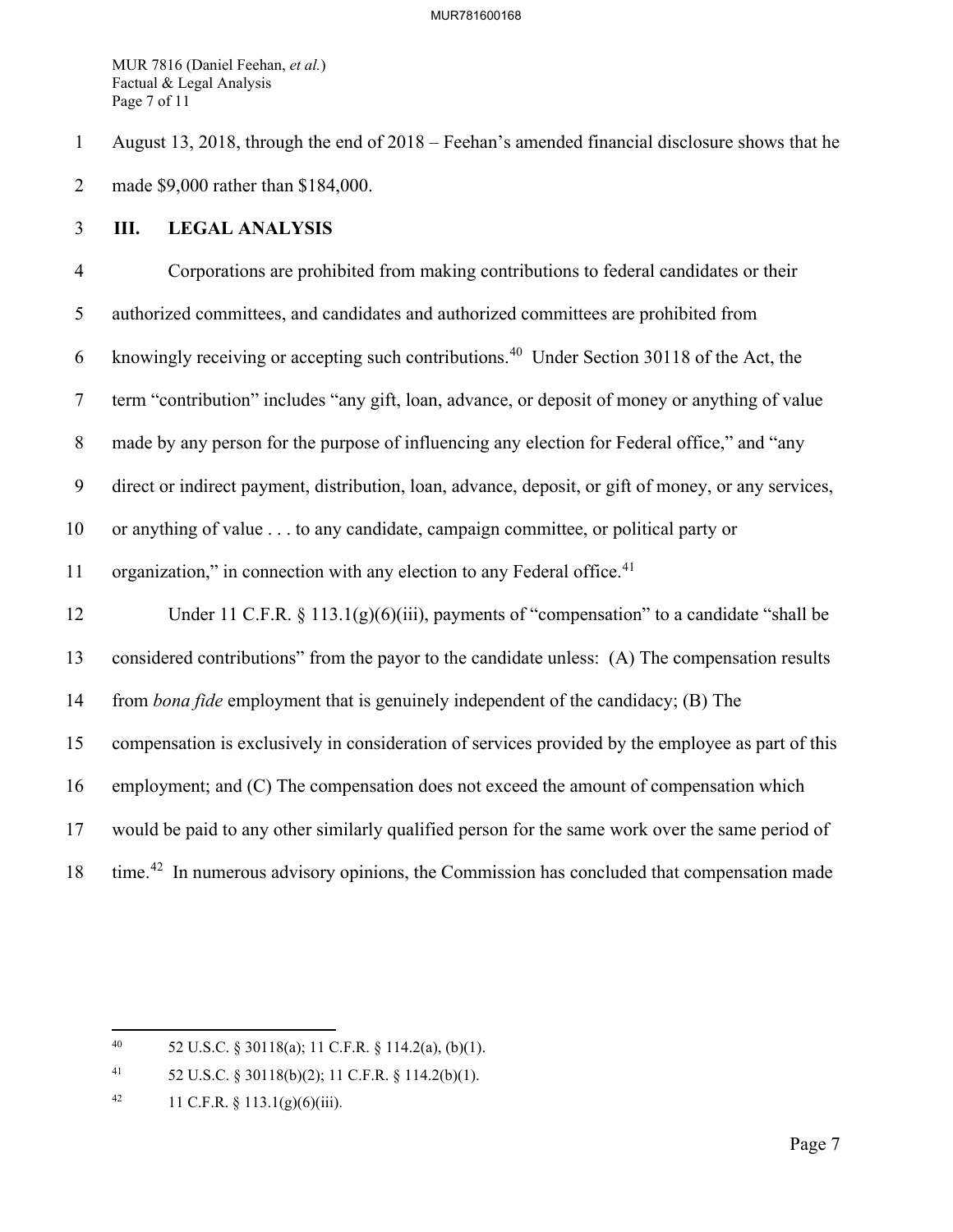August 13, 2018, through the end of 2018 – Feehan's amended financial disclosure shows that he made $9,000 rather than $184,000.

## III. LEGAL ANALYSIS

Corporations are prohibited from making contributions to federal candidates or their authorized committees, and candidates and authorized committees are prohibited from knowingly receiving or accepting such contributions.[40] Under Section 30118 of the Act, the term "contribution" includes "any gift, loan, advance, or deposit of money or anything of value made by any person for the purpose of influencing any election for Federal office," and "any direct or indirect payment, distribution, loan, advance, deposit, or gift of money, or any services, or anything of value . . . to any candidate, campaign committee, or political party or organization," in connection with any election to any Federal office.[41]

Under 11 C.F.R. § 113.1(g)(6)(iii), payments of "compensation" to a candidate "shall be considered contributions" from the payor to the candidate unless: (A) The compensation results from *bona fide* employment that is genuinely independent of the candidacy; (B) The compensation is exclusively in consideration of services provided by the employee as part of this employment; and (C) The compensation does not exceed the amount of compensation which would be paid to any other similarly qualified person for the same work over the same period of time.[42] In numerous advisory opinions, the Commission has concluded that compensation made

---

[40] 52 U.S.C. § 30118(a); 11 C.F.R. § 114.2(a), (b)(1).

[41] 52 U.S.C. § 30118(b)(2); 11 C.F.R. § 114.2(b)(1).

[42] 11 C.F.R. § 113.1(g)(6)(iii).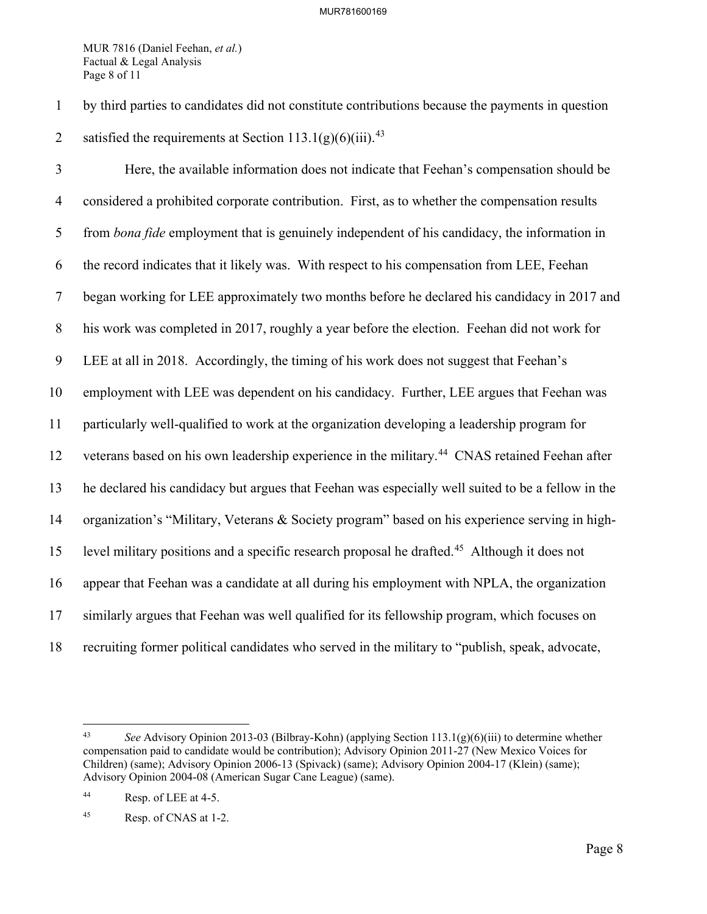by third parties to candidates did not constitute contributions because the payments in question satisfied the requirements at Section 113.1(g)(6)(iii).[43]

Here, the available information does not indicate that Feehan's compensation should be considered a prohibited corporate contribution. First, as to whether the compensation results from *bona fide* employment that is genuinely independent of his candidacy, the information in the record indicates that it likely was. With respect to his compensation from LEE, Feehan began working for LEE approximately two months before he declared his candidacy in 2017 and his work was completed in 2017, roughly a year before the election. Feehan did not work for LEE at all in 2018. Accordingly, the timing of his work does not suggest that Feehan's employment with LEE was dependent on his candidacy. Further, LEE argues that Feehan was particularly well-qualified to work at the organization developing a leadership program for veterans based on his own leadership experience in the military.[44] CNAS retained Feehan after he declared his candidacy but argues that Feehan was especially well suited to be a fellow in the organization's "Military, Veterans & Society program" based on his experience serving in high-level military positions and a specific research proposal he drafted.[45] Although it does not appear that Feehan was a candidate at all during his employment with NPLA, the organization similarly argues that Feehan was well qualified for its fellowship program, which focuses on recruiting former political candidates who served in the military to "publish, speak, advocate,

---

[43] *See* Advisory Opinion 2013-03 (Bilbray-Kohn) (applying Section 113.1(g)(6)(iii) to determine whether compensation paid to candidate would be contribution); Advisory Opinion 2011-27 (New Mexico Voices for Children) (same); Advisory Opinion 2006-13 (Spivack) (same); Advisory Opinion 2004-17 (Klein) (same); Advisory Opinion 2004-08 (American Sugar Cane League) (same).

[44] Resp. of LEE at 4-5.

[45] Resp. of CNAS at 1-2.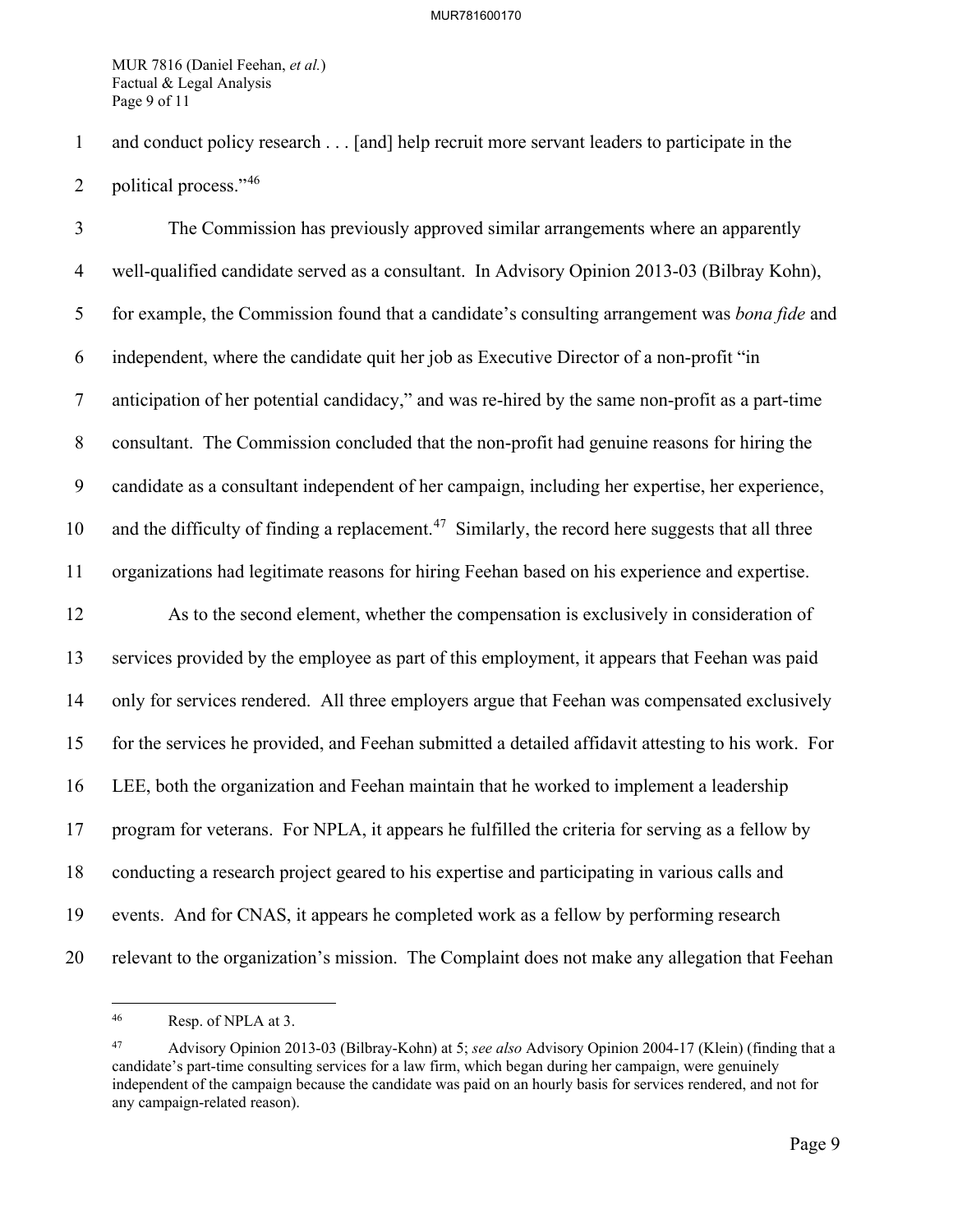and conduct policy research . . . [and] help recruit more servant leaders to participate in the political process."[46]

The Commission has previously approved similar arrangements where an apparently well-qualified candidate served as a consultant. In Advisory Opinion 2013-03 (Bilbray Kohn), for example, the Commission found that a candidate's consulting arrangement was *bona fide* and independent, where the candidate quit her job as Executive Director of a non-profit "in anticipation of her potential candidacy," and was re-hired by the same non-profit as a part-time consultant. The Commission concluded that the non-profit had genuine reasons for hiring the candidate as a consultant independent of her campaign, including her expertise, her experience, and the difficulty of finding a replacement.[47] Similarly, the record here suggests that all three organizations had legitimate reasons for hiring Feehan based on his experience and expertise.

As to the second element, whether the compensation is exclusively in consideration of services provided by the employee as part of this employment, it appears that Feehan was paid only for services rendered. All three employers argue that Feehan was compensated exclusively for the services he provided, and Feehan submitted a detailed affidavit attesting to his work. For LEE, both the organization and Feehan maintain that he worked to implement a leadership program for veterans. For NPLA, it appears he fulfilled the criteria for serving as a fellow by conducting a research project geared to his expertise and participating in various calls and events. And for CNAS, it appears he completed work as a fellow by performing research relevant to the organization's mission. The Complaint does not make any allegation that Feehan

---

[46] Resp. of NPLA at 3.

[47] Advisory Opinion 2013-03 (Bilbray-Kohn) at 5; *see also* Advisory Opinion 2004-17 (Klein) (finding that a candidate's part-time consulting services for a law firm, which began during her campaign, were genuinely independent of the campaign because the candidate was paid on an hourly basis for services rendered, and not for any campaign-related reason).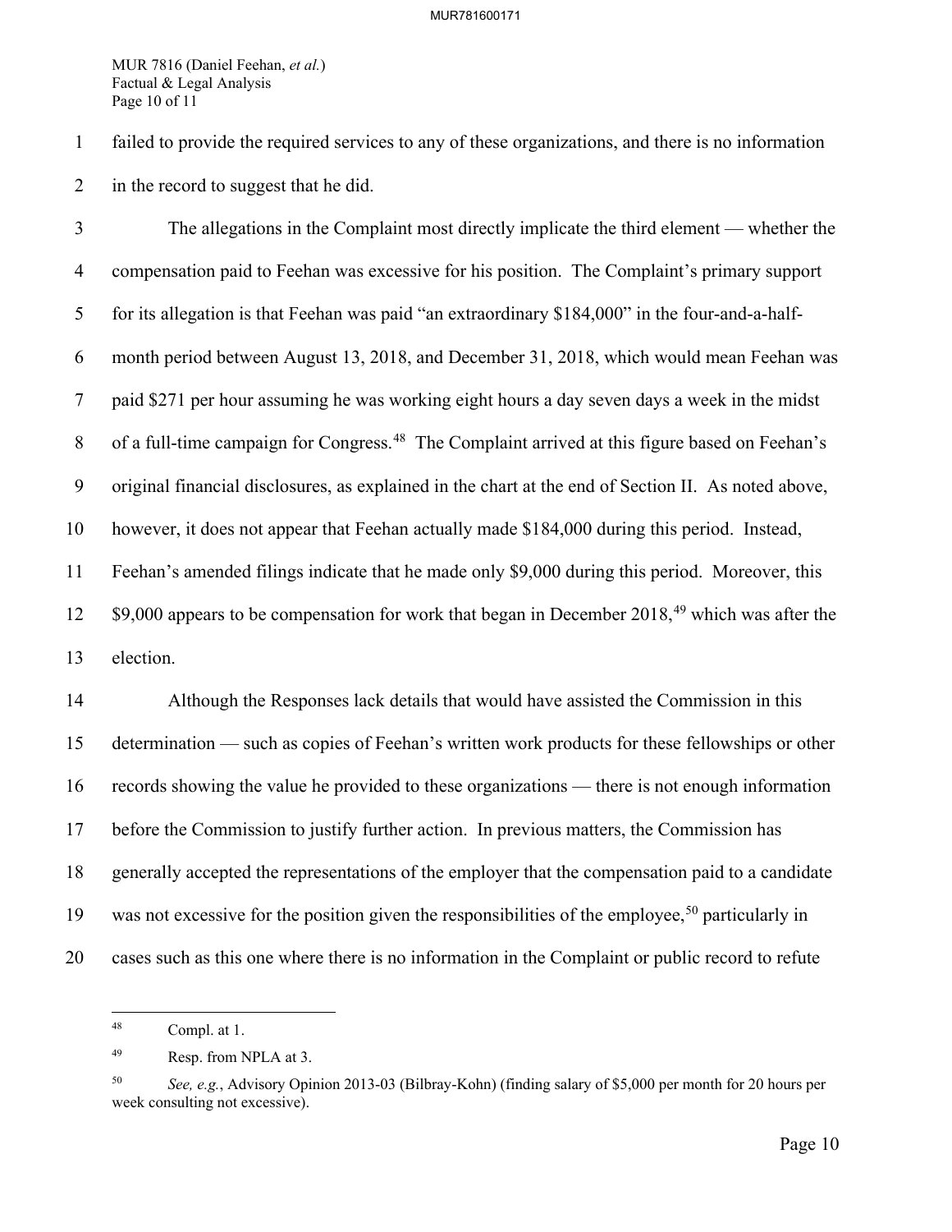failed to provide the required services to any of these organizations, and there is no information in the record to suggest that he did.

The allegations in the Complaint most directly implicate the third element — whether the compensation paid to Feehan was excessive for his position. The Complaint's primary support for its allegation is that Feehan was paid "an extraordinary $184,000" in the four-and-a-half-month period between August 13, 2018, and December 31, 2018, which would mean Feehan was paid $271 per hour assuming he was working eight hours a day seven days a week in the midst of a full-time campaign for Congress.[48] The Complaint arrived at this figure based on Feehan's original financial disclosures, as explained in the chart at the end of Section II. As noted above, however, it does not appear that Feehan actually made $184,000 during this period. Instead, Feehan's amended filings indicate that he made only $9,000 during this period. Moreover, this $9,000 appears to be compensation for work that began in December 2018,[49] which was after the election.

Although the Responses lack details that would have assisted the Commission in this determination — such as copies of Feehan's written work products for these fellowships or other records showing the value he provided to these organizations — there is not enough information before the Commission to justify further action. In previous matters, the Commission has generally accepted the representations of the employer that the compensation paid to a candidate was not excessive for the position given the responsibilities of the employee,[50] particularly in cases such as this one where there is no information in the Complaint or public record to refute

---

[48] Compl. at 1.

[49] Resp. from NPLA at 3.

[50] *See, e.g.*, Advisory Opinion 2013-03 (Bilbray-Kohn) (finding salary of $5,000 per month for 20 hours per week consulting not excessive).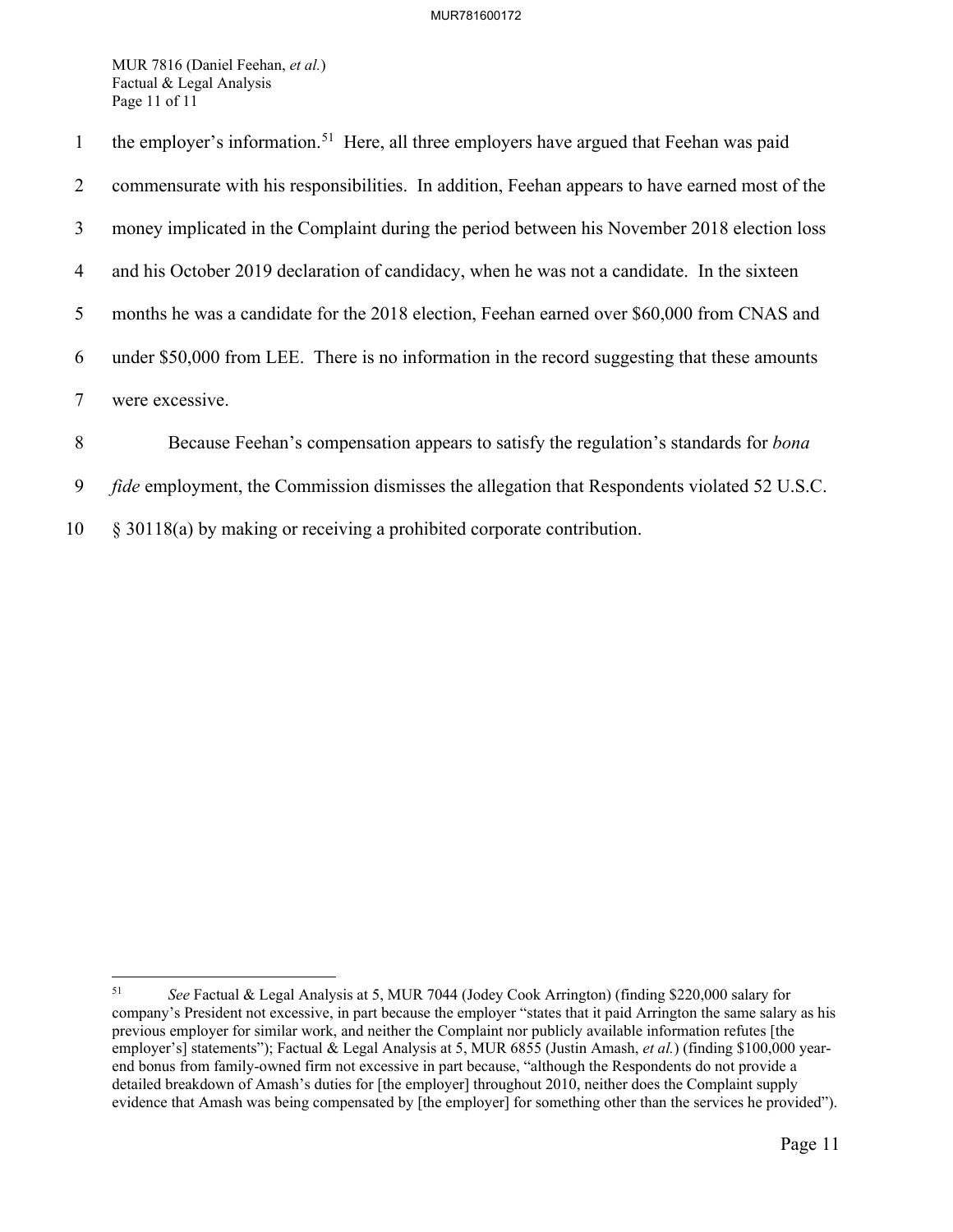the employer's information.[51] Here, all three employers have argued that Feehan was paid commensurate with his responsibilities. In addition, Feehan appears to have earned most of the money implicated in the Complaint during the period between his November 2018 election loss and his October 2019 declaration of candidacy, when he was not a candidate. In the sixteen months he was a candidate for the 2018 election, Feehan earned over $60,000 from CNAS and under $50,000 from LEE. There is no information in the record suggesting that these amounts were excessive.

Because Feehan's compensation appears to satisfy the regulation's standards for *bona fide* employment, the Commission dismisses the allegation that Respondents violated 52 U.S.C. § 30118(a) by making or receiving a prohibited corporate contribution.

---

[51] *See* Factual & Legal Analysis at 5, MUR 7044 (Jodey Cook Arrington) (finding $220,000 salary for company's President not excessive, in part because the employer "states that it paid Arrington the same salary as his previous employer for similar work, and neither the Complaint nor publicly available information refutes [the employer's] statements"); Factual & Legal Analysis at 5, MUR 6855 (Justin Amash, *et al.*) (finding $100,000 year-end bonus from family-owned firm not excessive in part because, "although the Respondents do not provide a detailed breakdown of Amash's duties for [the employer] throughout 2010, neither does the Complaint supply evidence that Amash was being compensated by [the employer] for something other than the services he provided").